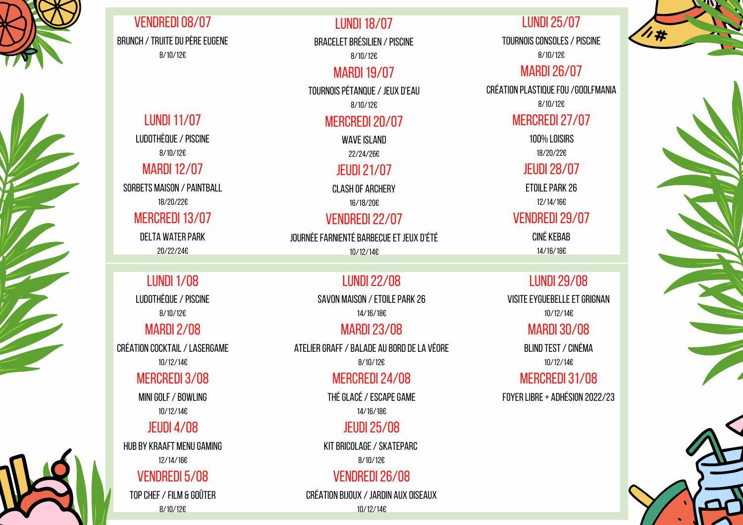## VENDREDI 08/07

BRUNCH / TRUITE DU PÈRE EUGENE

8/10/12€

## LUNDI 11/07

LUDOTHÈQUE / PISCINE

8/10/12€

## MARDI 12/07

SORBETS MAISON / PAINTBALL

18/20/22€

## MERCREDI 13/07

DELTA WATER PARK

20/22/24€

## LUNDI 18/07

BRACELET BRÉSILIEN / PISCINE

8/10/12€

## MARDI 19/07

TOURNOIS PÉTANQUE / JEUX D'EAU

8/10/12€

## MERCREDI 20/07

WAVE ISLAND

22/24/26€

## JEUDI 21/07

CLASH OF ARCHERY

16/18/20€

## VENDREDI 22/07

JOURNÉE FARNIENTÉ BARBECUE ET JEUX D'ÉTÉ

10/12/14€

## LUNDI 25/07

TOURNOIS CONSOLES / PISCINE

8/10/12€

## MARDI 26/07

CRÉATION PLASTIQUE FOU /GOOLFMANIA

8/10/12€

## MERCREDI 27/07

100% LOISIRS

18/20/22€

## JEUDI 28/07

ETOILE PARK 26

12/14/16€

## VENDREDI 29/07

CINÉ KEBAB

14/16/18€

## LUNDI 1/08

LUDOTHÈQUE / PISCINE

8/10/12€

## MARDI 2/08

CRÉATION COCKTAIL / LASERGAME

10/12/14€

## MERCREDI 3/08

MINI GOLF / BOWLING

10/12/14€

## JEUDI 4/08

HUB BY KRAAFT MENU GAMING

12/14/16€

## VENDREDI 5/08

TOP CHEF / FILM & GOÛTER

8/10/12€

## LUNDI 22/08

SAVON MAISON / ETOILE PARK 26

14/16/18€

## MARDI 23/08

ATELIER GRAFF / BALADE AU BORD DE LA VÉORE

8/10/12€

## MERCREDI 24/08

THÉ GLACÉ / ESCAPE GAME

14/16/18€

## JEUDI 25/08

KIT BRICOLAGE / SKATEPARC

8/10/12€

## VENDREDI 26/08

CRÉATION BIJOUX / JARDIN AUX OISEAUX

10/12/14€

## LUNDI 29/08

VISITE EYGUEBELLE ET GRIGNAN

10/12/14€

## MARDI 30/08

BLIND TEST / CINÉMA

10/12/14€

## MERCREDI 31/08

FOYER LIBRE + ADHÉSION 2022/23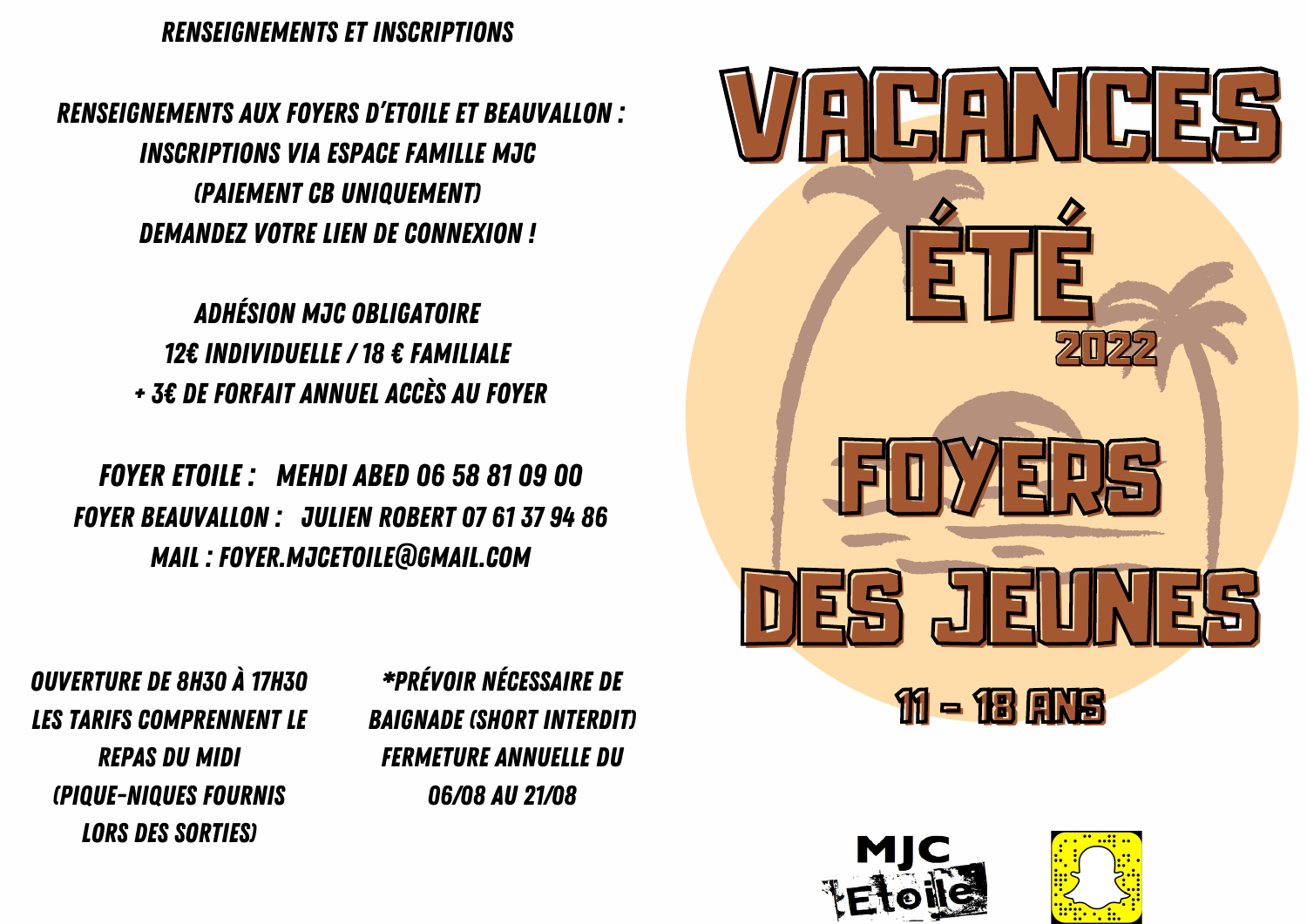## RENSEIGNEMENTS ET INSCRIPTIONS

RENSEIGNEMENTS AUX FOYERS D'ETOILE ET BEAUVALLON :
INSCRIPTIONS VIA ESPACE FAMILLE MJC
(PAIEMENT CB UNIQUEMENT)
DEMANDEZ VOTRE LIEN DE CONNEXION !

ADHÉSION MJC OBLIGATOIRE
12€ INDIVIDUELLE / 18 € FAMILIALE
+ 3€ DE FORFAIT ANNUEL ACCÈS AU FOYER

FOYER ETOILE : MEHDI ABED 06 58 81 09 00
FOYER BEAUVALLON : JULIEN ROBERT 07 61 37 94 86
MAIL : FOYER.MJCETOILE@GMAIL.COM

OUVERTURE DE 8H30 À 17H30
LES TARIFS COMPRENNENT LE REPAS DU MIDI
(PIQUE-NIQUES FOURNIS LORS DES SORTIES)

*PRÉVOIR NÉCESSAIRE DE BAIGNADE (SHORT INTERDIT)
FERMETURE ANNUELLE DU 06/08 AU 21/08

# VACANCES ÉTÉ 2022

# FOYERS DES JEUNES

## 11 - 18 ANS

MJC Etoile